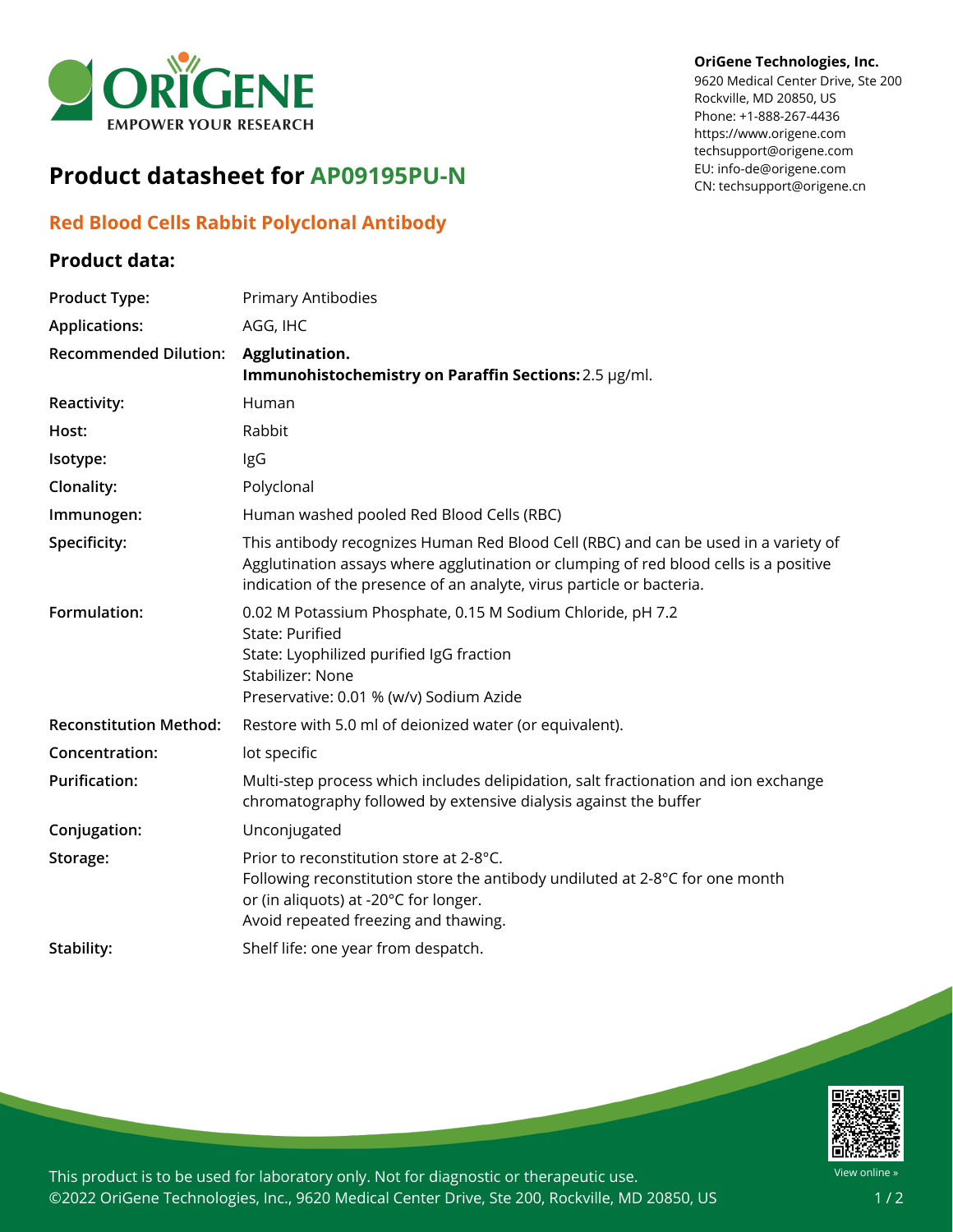OriGene Technologies, Inc.
9620 Medical Center Drive, Ste 200
Rockville, MD 20850, US
Phone: +1-888-267-4436
https://www.origene.com
techsupport@origene.com
EU: info-de@origene.com
CN: techsupport@origene.cn

# Product datasheet for AP09195PU-N

## Red Blood Cells Rabbit Polyclonal Antibody

### Product data:

| | |
|---|---|
| **Product Type:** | Primary Antibodies |
| **Applications:** | AGG, IHC |
| **Recommended Dilution:** | **Agglutination.**<br>**Immunohistochemistry on Paraffin Sections:** 2.5 µg/ml. |
| **Reactivity:** | Human |
| **Host:** | Rabbit |
| **Isotype:** | IgG |
| **Clonality:** | Polyclonal |
| **Immunogen:** | Human washed pooled Red Blood Cells (RBC) |
| **Specificity:** | This antibody recognizes Human Red Blood Cell (RBC) and can be used in a variety of Agglutination assays where agglutination or clumping of red blood cells is a positive indication of the presence of an analyte, virus particle or bacteria. |
| **Formulation:** | 0.02 M Potassium Phosphate, 0.15 M Sodium Chloride, pH 7.2<br>State: Purified<br>State: Lyophilized purified IgG fraction<br>Stabilizer: None<br>Preservative: 0.01 % (w/v) Sodium Azide |
| **Reconstitution Method:** | Restore with 5.0 ml of deionized water (or equivalent). |
| **Concentration:** | lot specific |
| **Purification:** | Multi-step process which includes delipidation, salt fractionation and ion exchange chromatography followed by extensive dialysis against the buffer |
| **Conjugation:** | Unconjugated |
| **Storage:** | Prior to reconstitution store at 2-8°C.<br>Following reconstitution store the antibody undiluted at 2-8°C for one month or (in aliquots) at -20°C for longer.<br>Avoid repeated freezing and thawing. |
| **Stability:** | Shelf life: one year from despatch. |

This product is to be used for laboratory only. Not for diagnostic or therapeutic use.
©2022 OriGene Technologies, Inc., 9620 Medical Center Drive, Ste 200, Rockville, MD 20850, US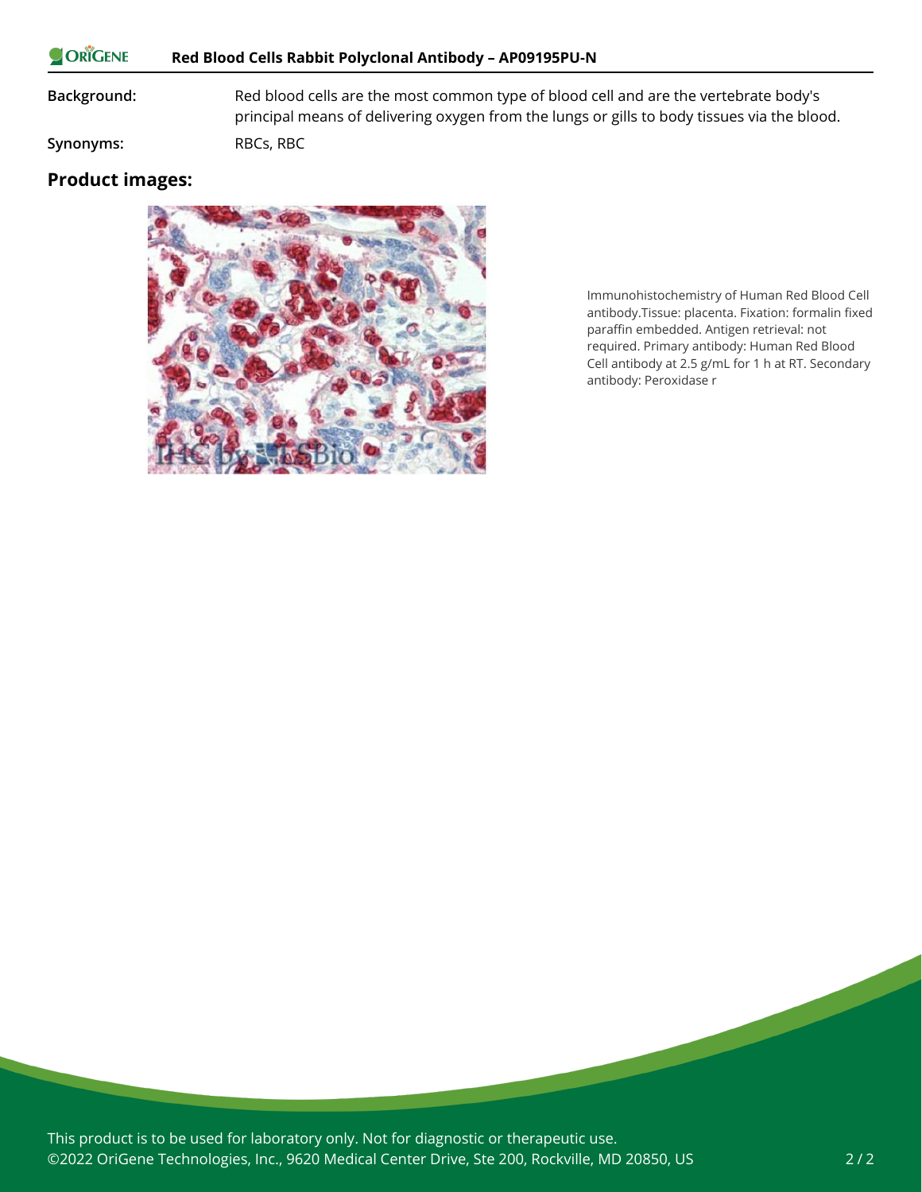**Background:** Red blood cells are the most common type of blood cell and are the vertebrate body's principal means of delivering oxygen from the lungs or gills to body tissues via the blood.

**Synonyms:** RBCs, RBC

## Product images:

Immunohistochemistry of Human Red Blood Cell antibody.Tissue: placenta. Fixation: formalin fixed paraffin embedded. Antigen retrieval: not required. Primary antibody: Human Red Blood Cell antibody at 2.5 g/mL for 1 h at RT. Secondary antibody: Peroxidase r

This product is to be used for laboratory only. Not for diagnostic or therapeutic use.
©2022 OriGene Technologies, Inc., 9620 Medical Center Drive, Ste 200, Rockville, MD 20850, US